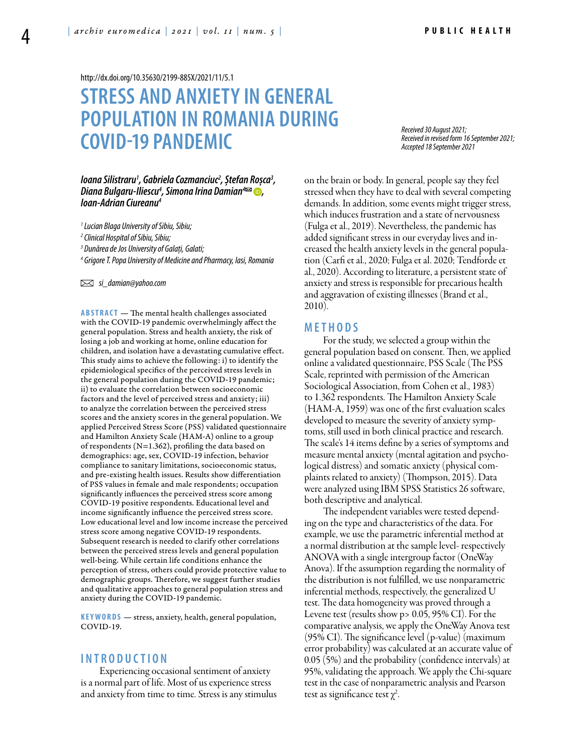http://dx.doi.org/10.35630/2199-885X/2021/11/5.1

# STRESS AND ANXIETY IN GENERAL POPULATION IN ROMANIA DURING COVID-19 PANDEMIC

*Received 30 August 2021; Received in revised form 16 September 2021; Accepted 18 September 2021*

***Ioana Silistraru[1], Gabriela Cozmanciuc[2], Ştefan Roşca[3], Diana Bulgaru-Iliescu[4], Simona Irina Damian[4]✉, Ioan-Adrian Ciureanu[4]***

*[1] Lucian Blaga University of Sibiu, Sibiu;*
*[2] Clinical Hospital of Sibiu, Sibiu;*
*[3] Dunărea de Jos University of Galaţi, Galati;*
*[4] Grigore T. Popa University of Medicine and Pharmacy, Iasi, Romania*

✉ *si_damian@yahoo.com*

**ABSTRACT** — The mental health challenges associated with the COVID-19 pandemic overwhelmingly affect the general population. Stress and health anxiety, the risk of losing a job and working at home, online education for children, and isolation have a devastating cumulative effect. This study aims to achieve the following: i) to identify the epidemiological specifics of the perceived stress levels in the general population during the COVID-19 pandemic; ii) to evaluate the correlation between socioeconomic factors and the level of perceived stress and anxiety; iii) to analyze the correlation between the perceived stress scores and the anxiety scores in the general population. We applied Perceived Stress Score (PSS) validated questionnaire and Hamilton Anxiety Scale (HAM-A) online to a group of respondents (N=1.362), profiling the data based on demographics: age, sex, COVID-19 infection, behavior compliance to sanitary limitations, socioeconomic status, and pre-existing health issues. Results show differentiation of PSS values in female and male respondents; occupation significantly influences the perceived stress score among COVID-19 positive respondents. Educational level and income significantly influence the perceived stress score. Low educational level and low income increase the perceived stress score among negative COVID-19 respondents. Subsequent research is needed to clarify other correlations between the perceived stress levels and general population well-being. While certain life conditions enhance the perception of stress, others could provide protective value to demographic groups. Therefore, we suggest further studies and qualitative approaches to general population stress and anxiety during the COVID-19 pandemic.

**KEYWORDS** — stress, anxiety, health, general population, COVID-19.

## INTRODUCTION

Experiencing occasional sentiment of anxiety is a normal part of life. Most of us experience stress and anxiety from time to time. Stress is any stimulus on the brain or body. In general, people say they feel stressed when they have to deal with several competing demands. In addition, some events might trigger stress, which induces frustration and a state of nervousness (Fulga et al., 2019). Nevertheless, the pandemic has added significant stress in our everyday lives and increased the health anxiety levels in the general population (Carfi et al., 2020; Fulga et al. 2020; Tendforde et al., 2020). According to literature, a persistent state of anxiety and stress is responsible for precarious health and aggravation of existing illnesses (Brand et al., 2010).

## METHODS

For the study, we selected a group within the general population based on consent. Then, we applied online a validated questionnaire, PSS Scale (The PSS Scale, reprinted with permission of the American Sociological Association, from Cohen et al., 1983) to 1.362 respondents. The Hamilton Anxiety Scale (HAM-A, 1959) was one of the first evaluation scales developed to measure the severity of anxiety symptoms, still used in both clinical practice and research. The scale's 14 items define by a series of symptoms and measure mental anxiety (mental agitation and psychological distress) and somatic anxiety (physical complaints related to anxiety) (Thompson, 2015). Data were analyzed using IBM SPSS Statistics 26 software, both descriptive and analytical.

The independent variables were tested depending on the type and characteristics of the data. For example, we use the parametric inferential method at a normal distribution at the sample level- respectively ANOVA with a single intergroup factor (OneWay Anova). If the assumption regarding the normality of the distribution is not fulfilled, we use nonparametric inferential methods, respectively, the generalized U test. The data homogeneity was proved through a Levene test (results show p> 0.05, 95% CI). For the comparative analysis, we apply the OneWay Anova test (95% CI). The significance level (p-value) (maximum error probability) was calculated at an accurate value of 0.05 (5%) and the probability (confidence intervals) at 95%, validating the approach. We apply the Chi-square test in the case of nonparametric analysis and Pearson test as significance test $\chi^2$.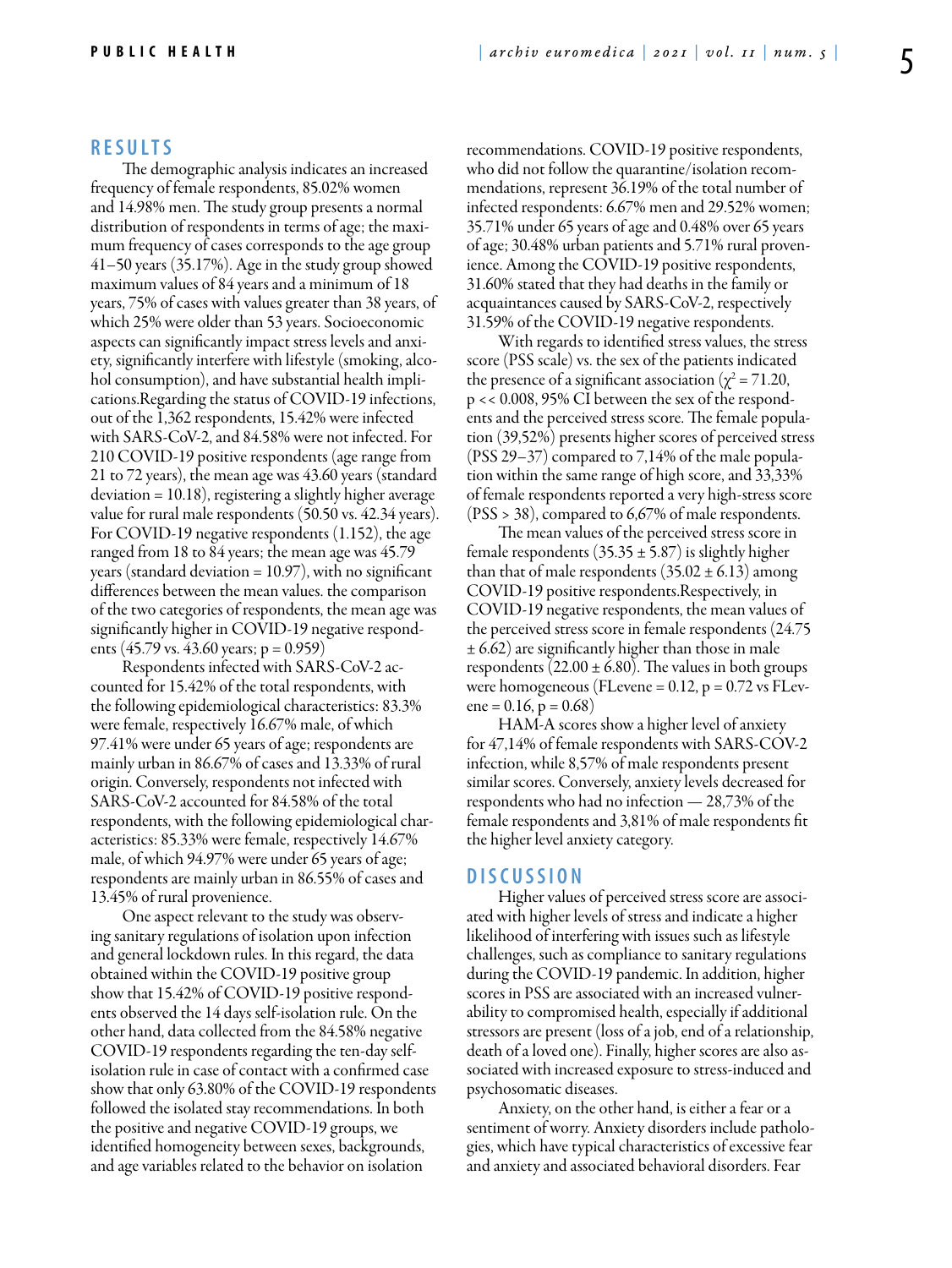## RESULTS

The demographic analysis indicates an increased frequency of female respondents, 85.02% women and 14.98% men. The study group presents a normal distribution of respondents in terms of age; the maximum frequency of cases corresponds to the age group 41–50 years (35.17%). Age in the study group showed maximum values of 84 years and a minimum of 18 years, 75% of cases with values greater than 38 years, of which 25% were older than 53 years. Socioeconomic aspects can significantly impact stress levels and anxiety, significantly interfere with lifestyle (smoking, alcohol consumption), and have substantial health implications.Regarding the status of COVID-19 infections, out of the 1,362 respondents, 15.42% were infected with SARS-CoV-2, and 84.58% were not infected. For 210 COVID-19 positive respondents (age range from 21 to 72 years), the mean age was 43.60 years (standard deviation = 10.18), registering a slightly higher average value for rural male respondents (50.50 vs. 42.34 years). For COVID-19 negative respondents (1.152), the age ranged from 18 to 84 years; the mean age was 45.79 years (standard deviation = 10.97), with no significant differences between the mean values. the comparison of the two categories of respondents, the mean age was significantly higher in COVID-19 negative respondents (45.79 vs. 43.60 years; p = 0.959)

Respondents infected with SARS-CoV-2 accounted for 15.42% of the total respondents, with the following epidemiological characteristics: 83.3% were female, respectively 16.67% male, of which 97.41% were under 65 years of age; respondents are mainly urban in 86.67% of cases and 13.33% of rural origin. Conversely, respondents not infected with SARS-CoV-2 accounted for 84.58% of the total respondents, with the following epidemiological characteristics: 85.33% were female, respectively 14.67% male, of which 94.97% were under 65 years of age; respondents are mainly urban in 86.55% of cases and 13.45% of rural provenience.

One aspect relevant to the study was observing sanitary regulations of isolation upon infection and general lockdown rules. In this regard, the data obtained within the COVID-19 positive group show that 15.42% of COVID-19 positive respondents observed the 14 days self-isolation rule. On the other hand, data collected from the 84.58% negative COVID-19 respondents regarding the ten-day self-isolation rule in case of contact with a confirmed case show that only 63.80% of the COVID-19 respondents followed the isolated stay recommendations. In both the positive and negative COVID-19 groups, we identified homogeneity between sexes, backgrounds, and age variables related to the behavior on isolation recommendations. COVID-19 positive respondents, who did not follow the quarantine/isolation recommendations, represent 36.19% of the total number of infected respondents: 6.67% men and 29.52% women; 35.71% under 65 years of age and 0.48% over 65 years of age; 30.48% urban patients and 5.71% rural provenience. Among the COVID-19 positive respondents, 31.60% stated that they had deaths in the family or acquaintances caused by SARS-CoV-2, respectively 31.59% of the COVID-19 negative respondents.

With regards to identified stress values, the stress score (PSS scale) vs. the sex of the patients indicated the presence of a significant association ($\chi^2 = 71.20$, $p << 0.008$, 95% CI between the sex of the respondents and the perceived stress score. The female population (39,52%) presents higher scores of perceived stress (PSS 29–37) compared to 7,14% of the male population within the same range of high score, and 33,33% of female respondents reported a very high-stress score (PSS > 38), compared to 6,67% of male respondents.

The mean values of the perceived stress score in female respondents ($35.35 \pm 5.87$) is slightly higher than that of male respondents ($35.02 \pm 6.13$) among COVID-19 positive respondents.Respectively, in COVID-19 negative respondents, the mean values of the perceived stress score in female respondents ($24.75 \pm 6.62$) are significantly higher than those in male respondents ($22.00 \pm 6.80$). The values in both groups were homogeneous (FLevene = 0.12, p = 0.72 vs FLevene = 0.16, p = 0.68)

HAM-A scores show a higher level of anxiety for 47,14% of female respondents with SARS-COV-2 infection, while 8,57% of male respondents present similar scores. Conversely, anxiety levels decreased for respondents who had no infection — 28,73% of the female respondents and 3,81% of male respondents fit the higher level anxiety category.

## DISCUSSION

Higher values of perceived stress score are associated with higher levels of stress and indicate a higher likelihood of interfering with issues such as lifestyle challenges, such as compliance to sanitary regulations during the COVID-19 pandemic. In addition, higher scores in PSS are associated with an increased vulnerability to compromised health, especially if additional stressors are present (loss of a job, end of a relationship, death of a loved one). Finally, higher scores are also associated with increased exposure to stress-induced and psychosomatic diseases.

Anxiety, on the other hand, is either a fear or a sentiment of worry. Anxiety disorders include pathologies, which have typical characteristics of excessive fear and anxiety and associated behavioral disorders. Fear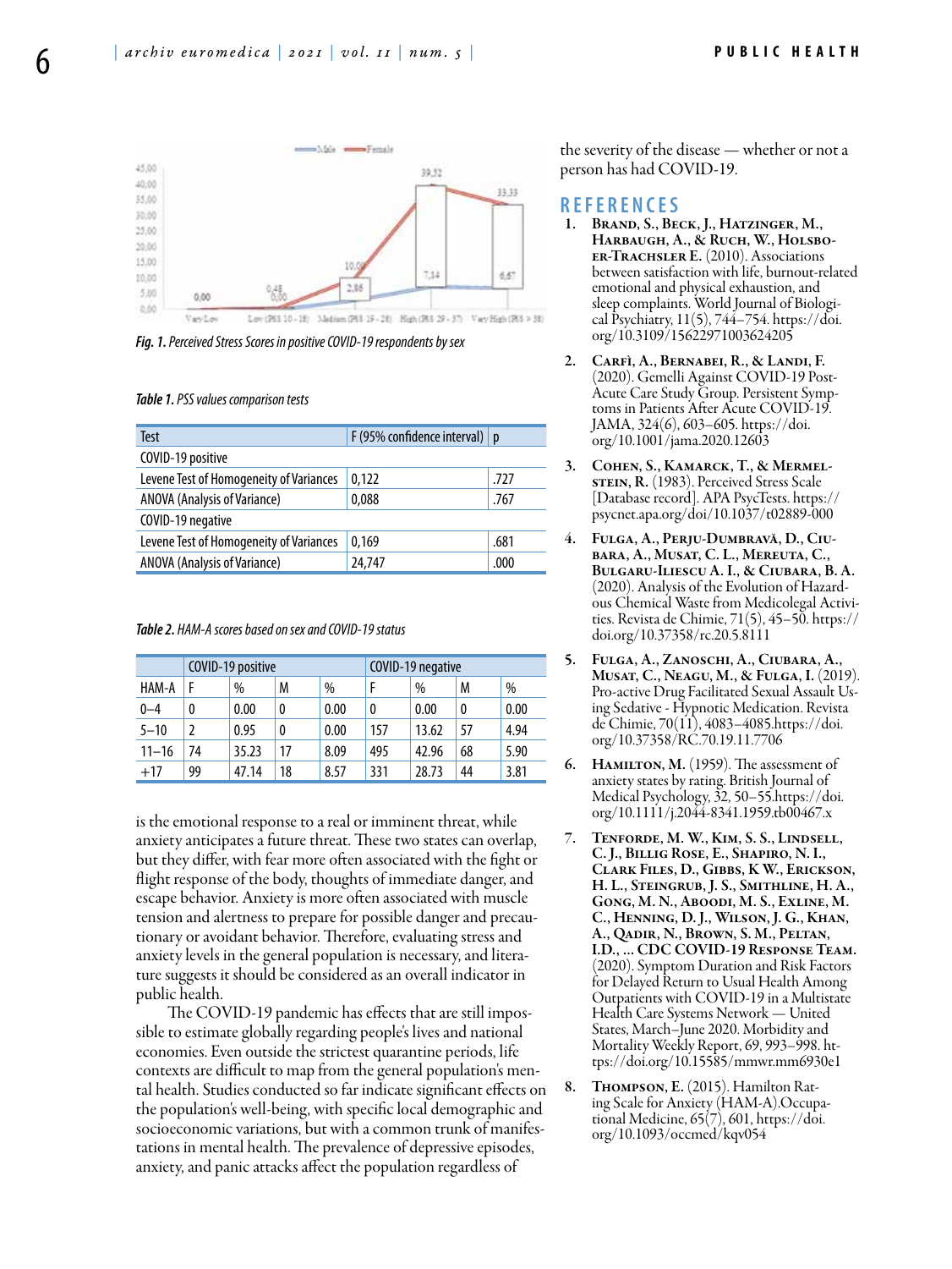Male Female

45,00
40,00
35,00
30,00
25,00
20,00
15,00
10,00
5,00
0,00

0,00
0,48
0,00
10,00
2,86
39,52
7,14
33,33
6,67

Very Low Low (PSS 10 - 18) Medium (PSS 19 - 28) High (PSS 29 - 37) Very High (PSS > 38)

*Fig. 1. Perceived Stress Scores in positive COVID-19 respondents by sex*

*Table 1. PSS values comparison tests*

| Test | F (95% confidence interval) | p |
|---|---|---|
| COVID-19 positive | | |
| Levene Test of Homogeneity of Variances | 0,122 | .727 |
| ANOVA (Analysis of Variance) | 0,088 | .767 |
| COVID-19 negative | | |
| Levene Test of Homogeneity of Variances | 0,169 | .681 |
| ANOVA (Analysis of Variance) | 24,747 | .000 |

*Table 2. HAM-A scores based on sex and COVID-19 status*

| | COVID-19 positive | | | | COVID-19 negative | | | |
|---|---|---|---|---|---|---|---|---|
| HAM-A | F | % | M | % | F | % | M | % |
| 0–4 | 0 | 0.00 | 0 | 0.00 | 0 | 0.00 | 0 | 0.00 |
| 5–10 | 2 | 0.95 | 0 | 0.00 | 157 | 13.62 | 57 | 4.94 |
| 11–16 | 74 | 35.23 | 17 | 8.09 | 495 | 42.96 | 68 | 5.90 |
| +17 | 99 | 47.14 | 18 | 8.57 | 331 | 28.73 | 44 | 3.81 |

is the emotional response to a real or imminent threat, while anxiety anticipates a future threat. These two states can overlap, but they differ, with fear more often associated with the fight or flight response of the body, thoughts of immediate danger, and escape behavior. Anxiety is more often associated with muscle tension and alertness to prepare for possible danger and precautionary or avoidant behavior. Therefore, evaluating stress and anxiety levels in the general population is necessary, and literature suggests it should be considered as an overall indicator in public health.

The COVID-19 pandemic has effects that are still impossible to estimate globally regarding people's lives and national economies. Even outside the strictest quarantine periods, life contexts are difficult to map from the general population's mental health. Studies conducted so far indicate significant effects on the population's well-being, with specific local demographic and socioeconomic variations, but with a common trunk of manifestations in mental health. The prevalence of depressive episodes, anxiety, and panic attacks affect the population regardless of the severity of the disease — whether or not a person has had COVID-19.

## REFERENCES

1. **Brand, S., Beck, J., Hatzinger, M., Harbaugh, A., & Ruch, W., Holsboer-Trachsler E.** (2010). Associations between satisfaction with life, burnout-related emotional and physical exhaustion, and sleep complaints. World Journal of Biological Psychiatry, 11(5), 744–754. https://doi.org/10.3109/15622971003624205
2. **Carfì, A., Bernabei, R., & Landi, F.** (2020). Gemelli Against COVID-19 Post-Acute Care Study Group. Persistent Symptoms in Patients After Acute COVID-19. JAMA, 324(6), 603–605. https://doi.org/10.1001/jama.2020.12603
3. **Cohen, S., Kamarck, T., & Mermelstein, R.** (1983). Perceived Stress Scale [Database record]. APA PsycTests. https://psycnet.apa.org/doi/10.1037/t02889-000
4. **Fulga, A., Perju-Dumbravă, D., Ciubara, A., Musat, C. L., Mereuta, C., Bulgaru-Iliescu A. I., & Ciubara, B. A.** (2020). Analysis of the Evolution of Hazardous Chemical Waste from Medicolegal Activities. Revista de Chimie, 71(5), 45–50. https://doi.org/10.37358/rc.20.5.8111
5. **Fulga, A., Zanoschi, A., Ciubara, A., Musat, C., Neagu, M., & Fulga, I.** (2019). Pro-active Drug Facilitated Sexual Assault Using Sedative - Hypnotic Medication. Revista de Chimie, 70(11), 4083–4085.https://doi.org/10.37358/RC.70.19.11.7706
6. **Hamilton, M.** (1959). The assessment of anxiety states by rating. British Journal of Medical Psychology, 32, 50–55.https://doi.org/10.1111/j.2044-8341.1959.tb00467.x
7. **Tenforde, M. W., Kim, S. S., Lindsell, C. J., Billig Rose, E., Shapiro, N. I., Clark Files, D., Gibbs, K W., Erickson, H. L., Steingrub, J. S., Smithline, H. A., Gong, M. N., Aboodi, M. S., Exline, M. C., Henning, D. J., Wilson, J. G., Khan, A., Qadir, N., Brown, S. M., Peltan, I.D., ... CDC COVID-19 Response Team.** (2020). Symptom Duration and Risk Factors for Delayed Return to Usual Health Among Outpatients with COVID-19 in a Multistate Health Care Systems Network — United States, March–June 2020. Morbidity and Mortality Weekly Report, 69, 993–998. https://doi.org/10.15585/mmwr.mm6930e1
8. **Thompson, E.** (2015). Hamilton Rating Scale for Anxiety (HAM-A).Occupational Medicine, 65(7), 601, https://doi.org/10.1093/occmed/kqv054